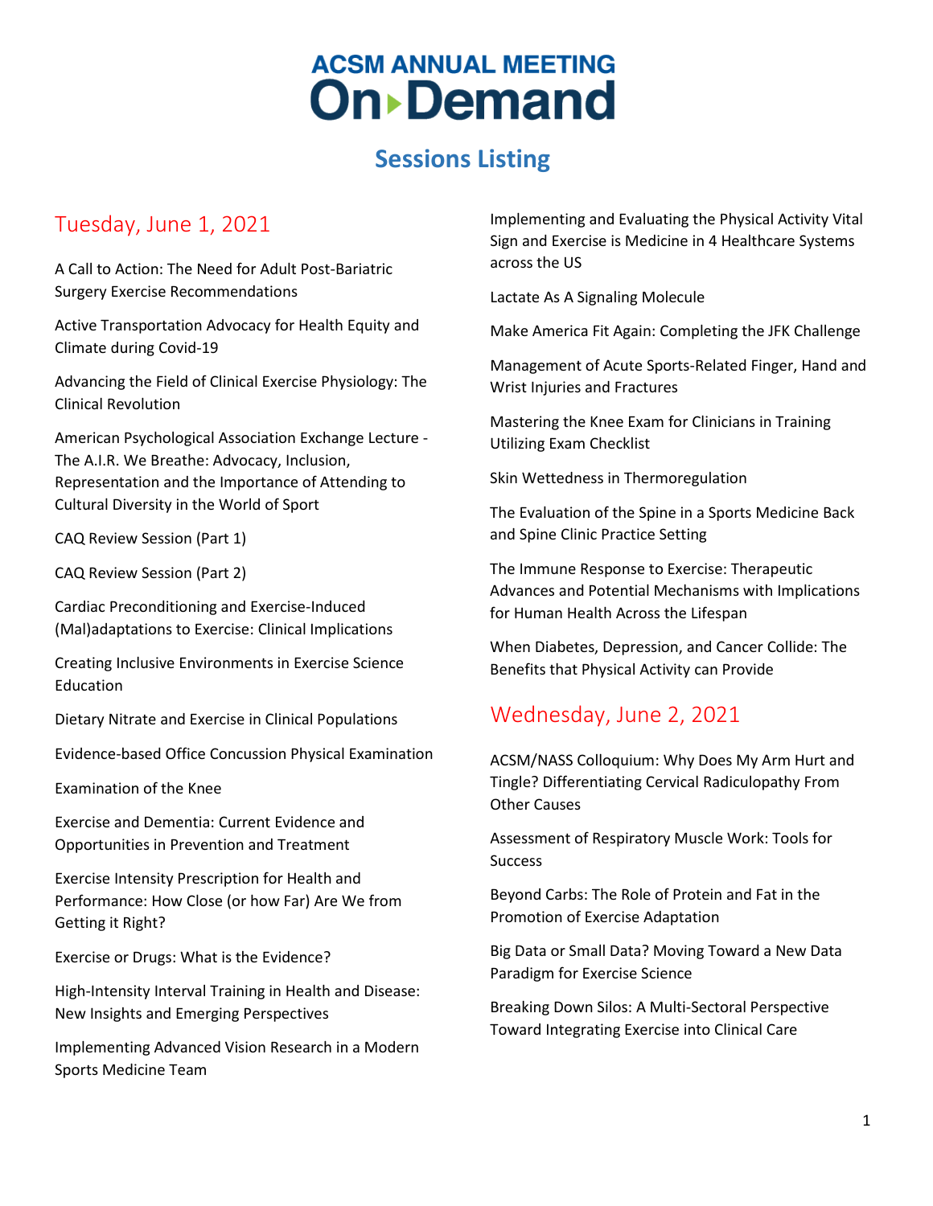# ACSM ANNUAL MEETING On Demand

## Sessions Listing

## Tuesday, June 1, 2021

A Call to Action: The Need for Adult Post-Bariatric Surgery Exercise Recommendations

Active Transportation Advocacy for Health Equity and Climate during Covid-19

Advancing the Field of Clinical Exercise Physiology: The Clinical Revolution

American Psychological Association Exchange Lecture - The A.I.R. We Breathe: Advocacy, Inclusion, Representation and the Importance of Attending to Cultural Diversity in the World of Sport

CAQ Review Session (Part 1)

CAQ Review Session (Part 2)

Cardiac Preconditioning and Exercise-Induced (Mal)adaptations to Exercise: Clinical Implications

Creating Inclusive Environments in Exercise Science Education

Dietary Nitrate and Exercise in Clinical Populations

Evidence-based Office Concussion Physical Examination

Examination of the Knee

Exercise and Dementia: Current Evidence and Opportunities in Prevention and Treatment

Exercise Intensity Prescription for Health and Performance: How Close (or how Far) Are We from Getting it Right?

Exercise or Drugs: What is the Evidence?

High-Intensity Interval Training in Health and Disease: New Insights and Emerging Perspectives

Implementing Advanced Vision Research in a Modern Sports Medicine Team

Implementing and Evaluating the Physical Activity Vital Sign and Exercise is Medicine in 4 Healthcare Systems across the US

Lactate As A Signaling Molecule

Make America Fit Again: Completing the JFK Challenge

Management of Acute Sports-Related Finger, Hand and Wrist Injuries and Fractures

Mastering the Knee Exam for Clinicians in Training Utilizing Exam Checklist

Skin Wettedness in Thermoregulation

The Evaluation of the Spine in a Sports Medicine Back and Spine Clinic Practice Setting

The Immune Response to Exercise: Therapeutic Advances and Potential Mechanisms with Implications for Human Health Across the Lifespan

When Diabetes, Depression, and Cancer Collide: The Benefits that Physical Activity can Provide

## Wednesday, June 2, 2021

ACSM/NASS Colloquium: Why Does My Arm Hurt and Tingle? Differentiating Cervical Radiculopathy From Other Causes

Assessment of Respiratory Muscle Work: Tools for Success

Beyond Carbs: The Role of Protein and Fat in the Promotion of Exercise Adaptation

Big Data or Small Data? Moving Toward a New Data Paradigm for Exercise Science

Breaking Down Silos: A Multi-Sectoral Perspective Toward Integrating Exercise into Clinical Care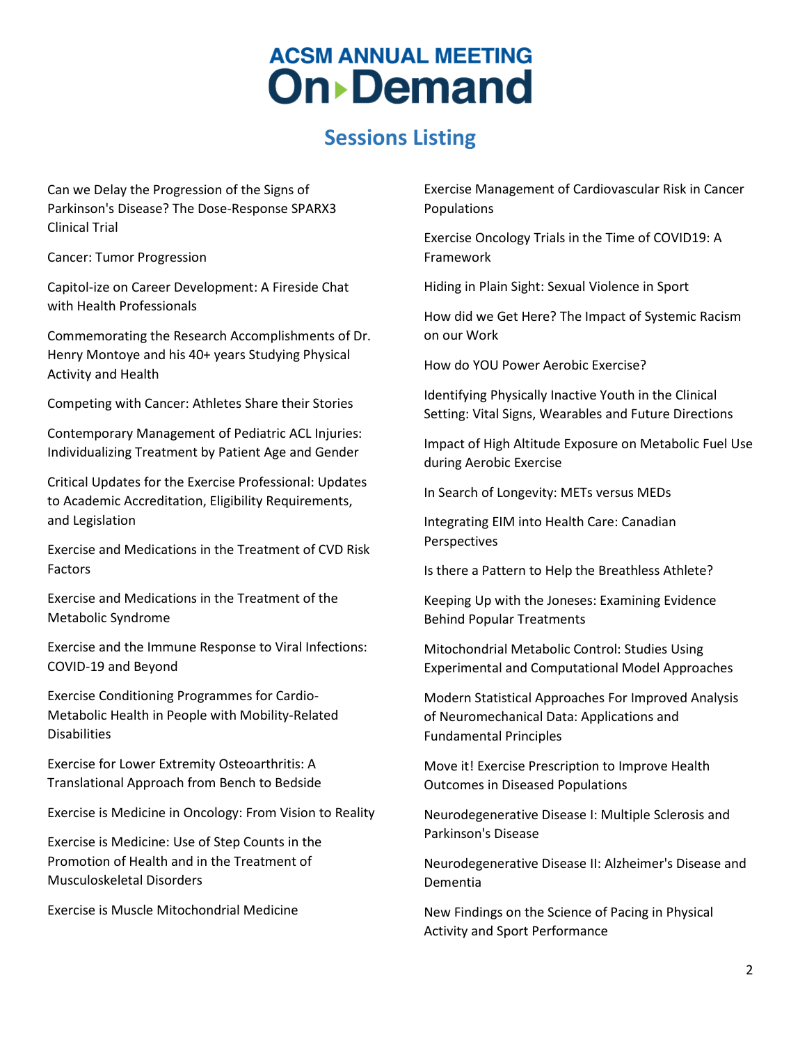# ACSM ANNUAL MEETING On Demand

## Sessions Listing

Can we Delay the Progression of the Signs of Parkinson's Disease? The Dose-Response SPARX3 Clinical Trial

Cancer: Tumor Progression

Capitol-ize on Career Development: A Fireside Chat with Health Professionals

Commemorating the Research Accomplishments of Dr. Henry Montoye and his 40+ years Studying Physical Activity and Health

Competing with Cancer: Athletes Share their Stories

Contemporary Management of Pediatric ACL Injuries: Individualizing Treatment by Patient Age and Gender

Critical Updates for the Exercise Professional: Updates to Academic Accreditation, Eligibility Requirements, and Legislation

Exercise and Medications in the Treatment of CVD Risk Factors

Exercise and Medications in the Treatment of the Metabolic Syndrome

Exercise and the Immune Response to Viral Infections: COVID-19 and Beyond

Exercise Conditioning Programmes for Cardio-Metabolic Health in People with Mobility-Related Disabilities

Exercise for Lower Extremity Osteoarthritis: A Translational Approach from Bench to Bedside

Exercise is Medicine in Oncology: From Vision to Reality

Exercise is Medicine: Use of Step Counts in the Promotion of Health and in the Treatment of Musculoskeletal Disorders

Exercise is Muscle Mitochondrial Medicine

Exercise Management of Cardiovascular Risk in Cancer Populations

Exercise Oncology Trials in the Time of COVID19: A Framework

Hiding in Plain Sight: Sexual Violence in Sport

How did we Get Here? The Impact of Systemic Racism on our Work

How do YOU Power Aerobic Exercise?

Identifying Physically Inactive Youth in the Clinical Setting: Vital Signs, Wearables and Future Directions

Impact of High Altitude Exposure on Metabolic Fuel Use during Aerobic Exercise

In Search of Longevity: METs versus MEDs

Integrating EIM into Health Care: Canadian Perspectives

Is there a Pattern to Help the Breathless Athlete?

Keeping Up with the Joneses: Examining Evidence Behind Popular Treatments

Mitochondrial Metabolic Control: Studies Using Experimental and Computational Model Approaches

Modern Statistical Approaches For Improved Analysis of Neuromechanical Data: Applications and Fundamental Principles

Move it! Exercise Prescription to Improve Health Outcomes in Diseased Populations

Neurodegenerative Disease I: Multiple Sclerosis and Parkinson's Disease

Neurodegenerative Disease II: Alzheimer's Disease and Dementia

New Findings on the Science of Pacing in Physical Activity and Sport Performance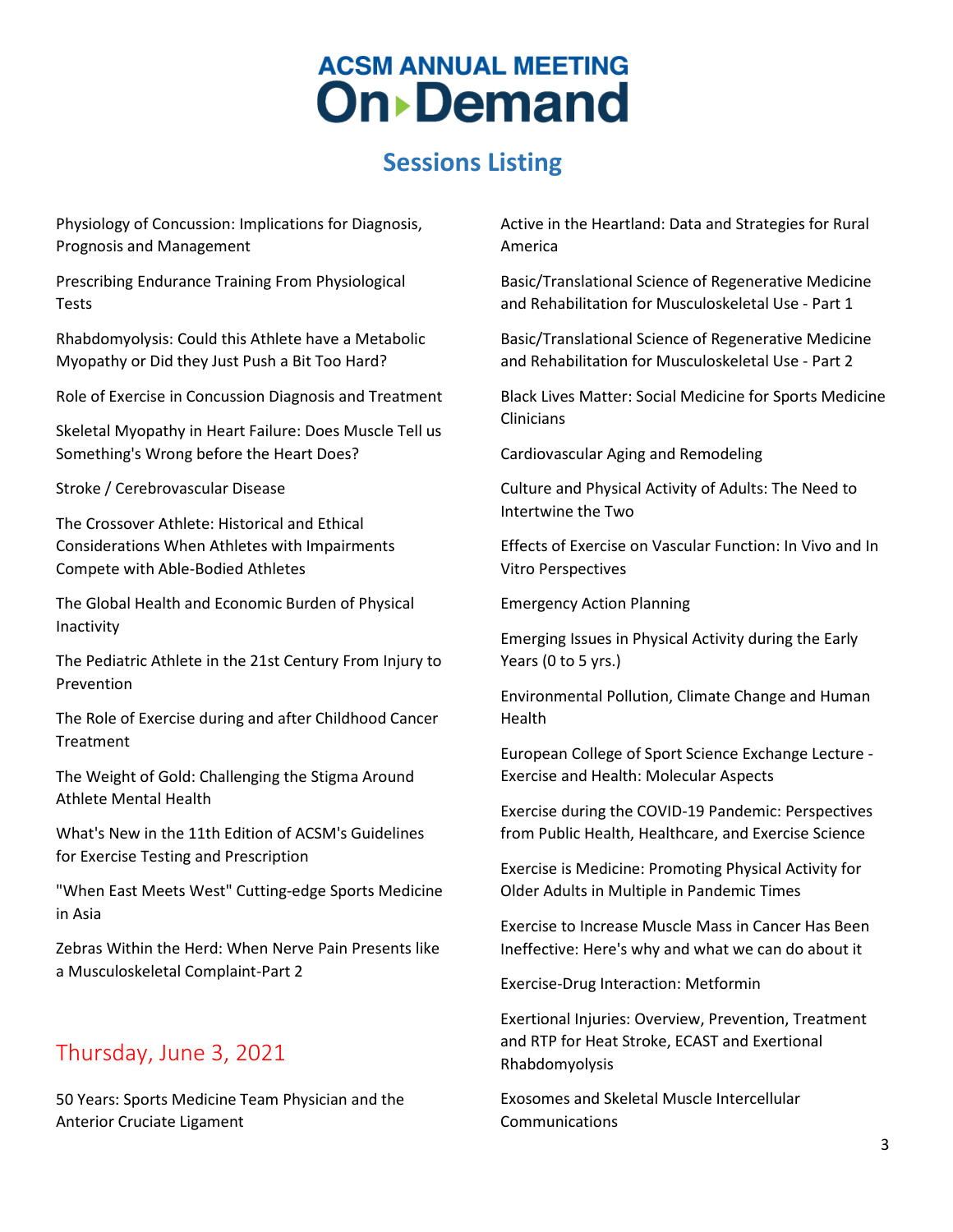# ACSM ANNUAL MEETING On▸Demand

## Sessions Listing

Physiology of Concussion: Implications for Diagnosis, Prognosis and Management

Prescribing Endurance Training From Physiological Tests

Rhabdomyolysis: Could this Athlete have a Metabolic Myopathy or Did they Just Push a Bit Too Hard?

Role of Exercise in Concussion Diagnosis and Treatment

Skeletal Myopathy in Heart Failure: Does Muscle Tell us Something's Wrong before the Heart Does?

Stroke / Cerebrovascular Disease

The Crossover Athlete: Historical and Ethical Considerations When Athletes with Impairments Compete with Able-Bodied Athletes

The Global Health and Economic Burden of Physical Inactivity

The Pediatric Athlete in the 21st Century From Injury to Prevention

The Role of Exercise during and after Childhood Cancer Treatment

The Weight of Gold: Challenging the Stigma Around Athlete Mental Health

What's New in the 11th Edition of ACSM's Guidelines for Exercise Testing and Prescription

"When East Meets West" Cutting-edge Sports Medicine in Asia

Zebras Within the Herd: When Nerve Pain Presents like a Musculoskeletal Complaint-Part 2

## Thursday, June 3, 2021

50 Years: Sports Medicine Team Physician and the Anterior Cruciate Ligament

Active in the Heartland: Data and Strategies for Rural America

Basic/Translational Science of Regenerative Medicine and Rehabilitation for Musculoskeletal Use - Part 1

Basic/Translational Science of Regenerative Medicine and Rehabilitation for Musculoskeletal Use - Part 2

Black Lives Matter: Social Medicine for Sports Medicine Clinicians

Cardiovascular Aging and Remodeling

Culture and Physical Activity of Adults: The Need to Intertwine the Two

Effects of Exercise on Vascular Function: In Vivo and In Vitro Perspectives

Emergency Action Planning

Emerging Issues in Physical Activity during the Early Years (0 to 5 yrs.)

Environmental Pollution, Climate Change and Human Health

European College of Sport Science Exchange Lecture - Exercise and Health: Molecular Aspects

Exercise during the COVID-19 Pandemic: Perspectives from Public Health, Healthcare, and Exercise Science

Exercise is Medicine: Promoting Physical Activity for Older Adults in Multiple in Pandemic Times

Exercise to Increase Muscle Mass in Cancer Has Been Ineffective: Here's why and what we can do about it

Exercise-Drug Interaction: Metformin

Exertional Injuries: Overview, Prevention, Treatment and RTP for Heat Stroke, ECAST and Exertional Rhabdomyolysis

Exosomes and Skeletal Muscle Intercellular Communications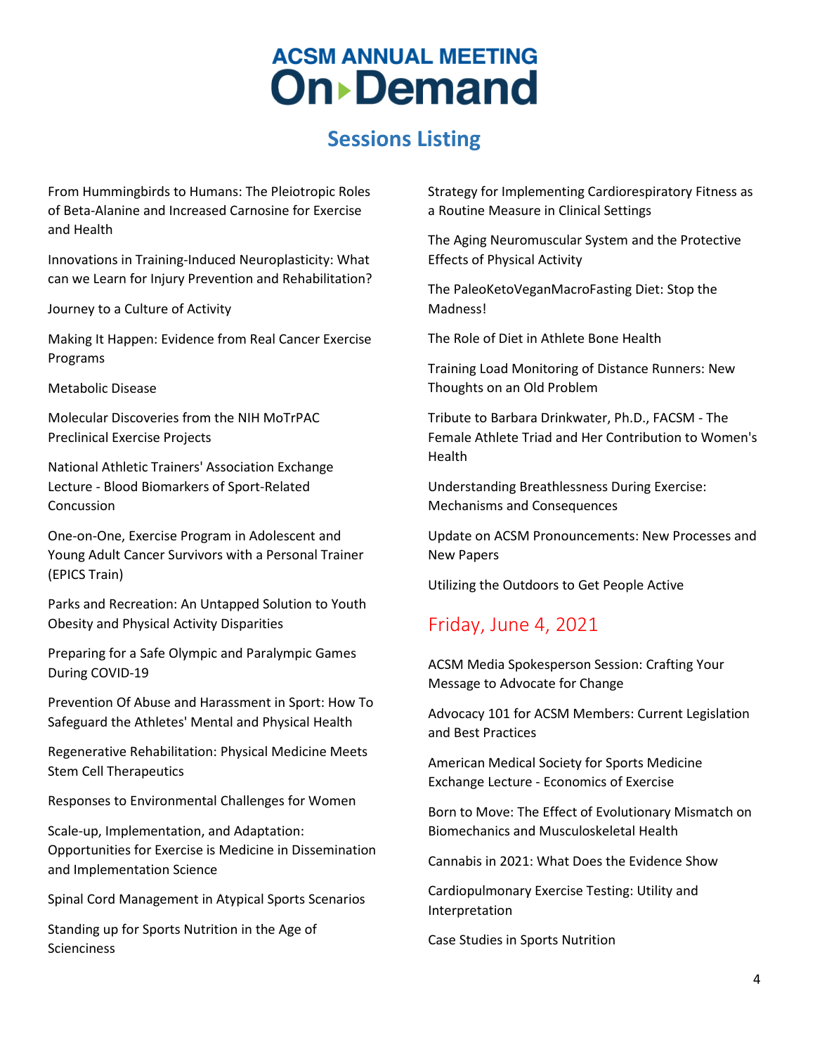# ACSM ANNUAL MEETING On-Demand

## Sessions Listing

From Hummingbirds to Humans: The Pleiotropic Roles of Beta-Alanine and Increased Carnosine for Exercise and Health

Innovations in Training-Induced Neuroplasticity: What can we Learn for Injury Prevention and Rehabilitation?

Journey to a Culture of Activity

Making It Happen: Evidence from Real Cancer Exercise Programs

Metabolic Disease

Molecular Discoveries from the NIH MoTrPAC Preclinical Exercise Projects

National Athletic Trainers' Association Exchange Lecture - Blood Biomarkers of Sport-Related Concussion

One-on-One, Exercise Program in Adolescent and Young Adult Cancer Survivors with a Personal Trainer (EPICS Train)

Parks and Recreation: An Untapped Solution to Youth Obesity and Physical Activity Disparities

Preparing for a Safe Olympic and Paralympic Games During COVID-19

Prevention Of Abuse and Harassment in Sport: How To Safeguard the Athletes' Mental and Physical Health

Regenerative Rehabilitation: Physical Medicine Meets Stem Cell Therapeutics

Responses to Environmental Challenges for Women

Scale-up, Implementation, and Adaptation: Opportunities for Exercise is Medicine in Dissemination and Implementation Science

Spinal Cord Management in Atypical Sports Scenarios

Standing up for Sports Nutrition in the Age of Scienciness

Strategy for Implementing Cardiorespiratory Fitness as a Routine Measure in Clinical Settings

The Aging Neuromuscular System and the Protective Effects of Physical Activity

The PaleoKetoVeganMacroFasting Diet: Stop the Madness!

The Role of Diet in Athlete Bone Health

Training Load Monitoring of Distance Runners: New Thoughts on an Old Problem

Tribute to Barbara Drinkwater, Ph.D., FACSM - The Female Athlete Triad and Her Contribution to Women's Health

Understanding Breathlessness During Exercise: Mechanisms and Consequences

Update on ACSM Pronouncements: New Processes and New Papers

Utilizing the Outdoors to Get People Active

### Friday, June 4, 2021

ACSM Media Spokesperson Session: Crafting Your Message to Advocate for Change

Advocacy 101 for ACSM Members: Current Legislation and Best Practices

American Medical Society for Sports Medicine Exchange Lecture - Economics of Exercise

Born to Move: The Effect of Evolutionary Mismatch on Biomechanics and Musculoskeletal Health

Cannabis in 2021: What Does the Evidence Show

Cardiopulmonary Exercise Testing: Utility and Interpretation

Case Studies in Sports Nutrition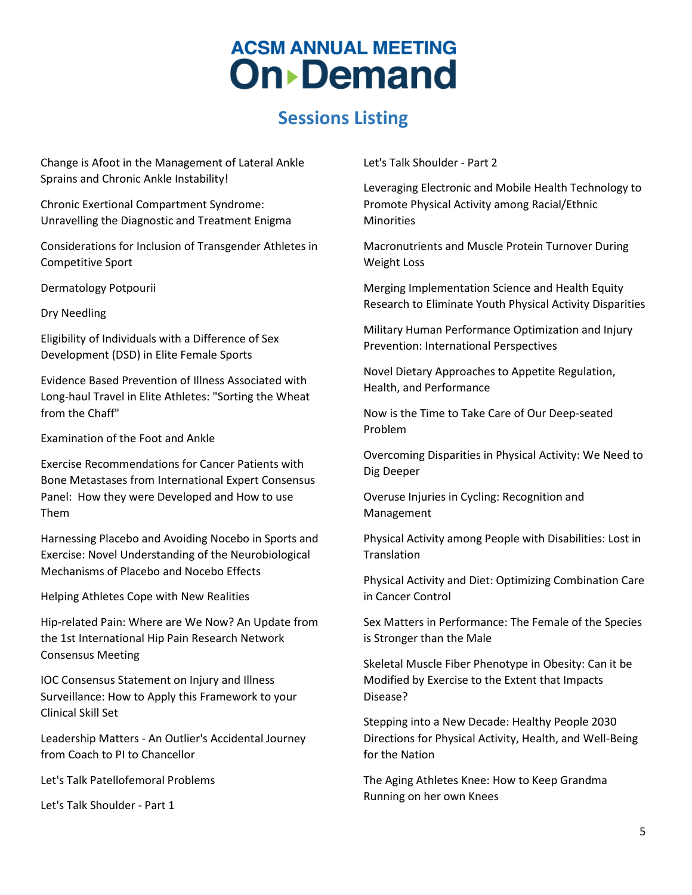# ACSM ANNUAL MEETING On▸Demand

## Sessions Listing

Change is Afoot in the Management of Lateral Ankle Sprains and Chronic Ankle Instability!

Chronic Exertional Compartment Syndrome: Unravelling the Diagnostic and Treatment Enigma

Considerations for Inclusion of Transgender Athletes in Competitive Sport

Dermatology Potpourii

Dry Needling

Eligibility of Individuals with a Difference of Sex Development (DSD) in Elite Female Sports

Evidence Based Prevention of Illness Associated with Long-haul Travel in Elite Athletes: "Sorting the Wheat from the Chaff"

Examination of the Foot and Ankle

Exercise Recommendations for Cancer Patients with Bone Metastases from International Expert Consensus Panel: How they were Developed and How to use Them

Harnessing Placebo and Avoiding Nocebo in Sports and Exercise: Novel Understanding of the Neurobiological Mechanisms of Placebo and Nocebo Effects

Helping Athletes Cope with New Realities

Hip-related Pain: Where are We Now? An Update from the 1st International Hip Pain Research Network Consensus Meeting

IOC Consensus Statement on Injury and Illness Surveillance: How to Apply this Framework to your Clinical Skill Set

Leadership Matters - An Outlier's Accidental Journey from Coach to PI to Chancellor

Let's Talk Patellofemoral Problems

Let's Talk Shoulder - Part 1

Let's Talk Shoulder - Part 2

Leveraging Electronic and Mobile Health Technology to Promote Physical Activity among Racial/Ethnic Minorities

Macronutrients and Muscle Protein Turnover During Weight Loss

Merging Implementation Science and Health Equity Research to Eliminate Youth Physical Activity Disparities

Military Human Performance Optimization and Injury Prevention: International Perspectives

Novel Dietary Approaches to Appetite Regulation, Health, and Performance

Now is the Time to Take Care of Our Deep-seated Problem

Overcoming Disparities in Physical Activity: We Need to Dig Deeper

Overuse Injuries in Cycling: Recognition and Management

Physical Activity among People with Disabilities: Lost in Translation

Physical Activity and Diet: Optimizing Combination Care in Cancer Control

Sex Matters in Performance: The Female of the Species is Stronger than the Male

Skeletal Muscle Fiber Phenotype in Obesity: Can it be Modified by Exercise to the Extent that Impacts Disease?

Stepping into a New Decade: Healthy People 2030 Directions for Physical Activity, Health, and Well-Being for the Nation

The Aging Athletes Knee: How to Keep Grandma Running on her own Knees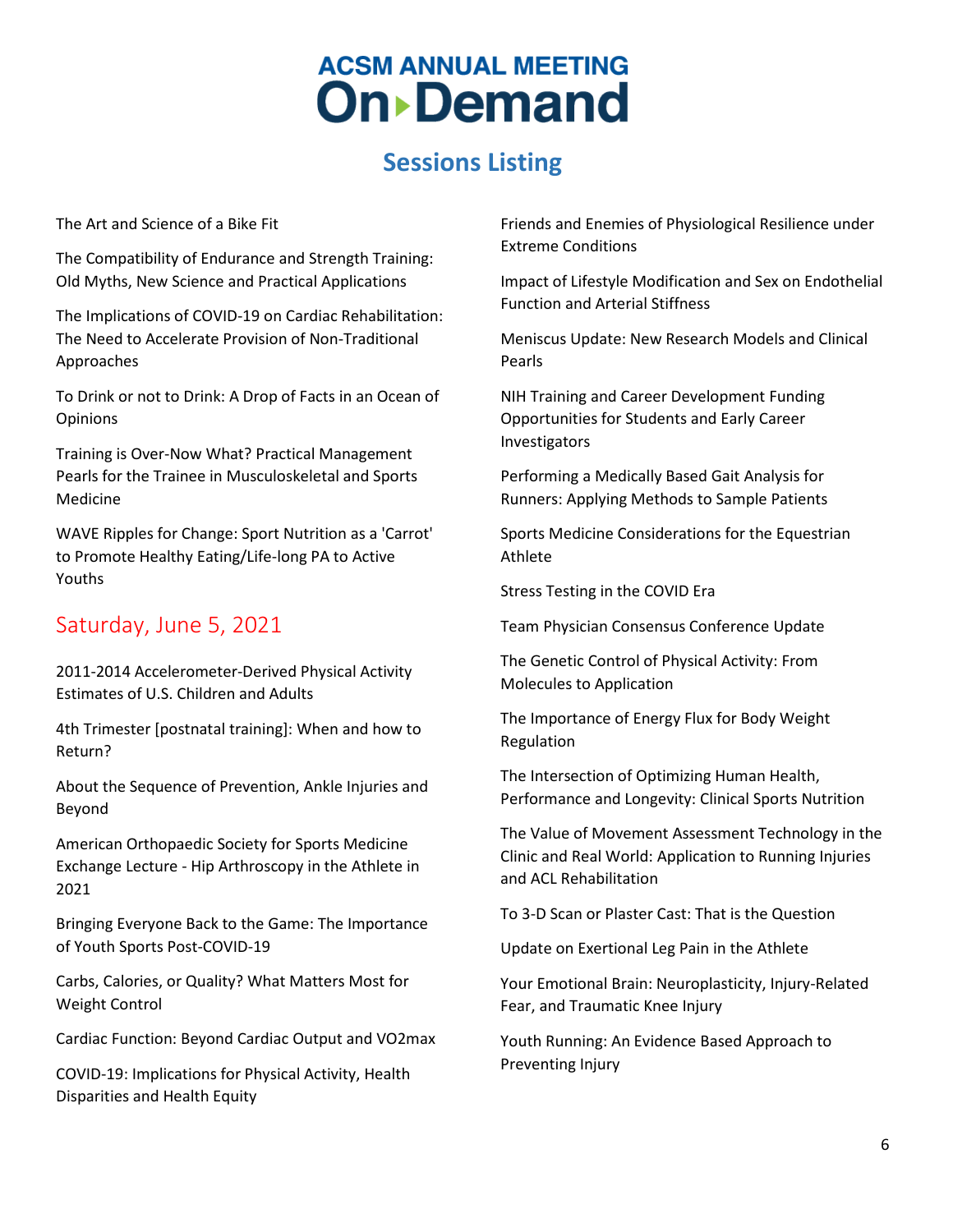# ACSM ANNUAL MEETING On Demand

## Sessions Listing

The Art and Science of a Bike Fit

The Compatibility of Endurance and Strength Training: Old Myths, New Science and Practical Applications

The Implications of COVID-19 on Cardiac Rehabilitation: The Need to Accelerate Provision of Non-Traditional Approaches

To Drink or not to Drink: A Drop of Facts in an Ocean of Opinions

Training is Over-Now What? Practical Management Pearls for the Trainee in Musculoskeletal and Sports Medicine

WAVE Ripples for Change: Sport Nutrition as a 'Carrot' to Promote Healthy Eating/Life-long PA to Active Youths

### Saturday, June 5, 2021

2011-2014 Accelerometer-Derived Physical Activity Estimates of U.S. Children and Adults

4th Trimester [postnatal training]: When and how to Return?

About the Sequence of Prevention, Ankle Injuries and Beyond

American Orthopaedic Society for Sports Medicine Exchange Lecture - Hip Arthroscopy in the Athlete in 2021

Bringing Everyone Back to the Game: The Importance of Youth Sports Post-COVID-19

Carbs, Calories, or Quality? What Matters Most for Weight Control

Cardiac Function: Beyond Cardiac Output and VO2max

COVID-19: Implications for Physical Activity, Health Disparities and Health Equity

Friends and Enemies of Physiological Resilience under Extreme Conditions

Impact of Lifestyle Modification and Sex on Endothelial Function and Arterial Stiffness

Meniscus Update: New Research Models and Clinical Pearls

NIH Training and Career Development Funding Opportunities for Students and Early Career Investigators

Performing a Medically Based Gait Analysis for Runners: Applying Methods to Sample Patients

Sports Medicine Considerations for the Equestrian Athlete

Stress Testing in the COVID Era

Team Physician Consensus Conference Update

The Genetic Control of Physical Activity: From Molecules to Application

The Importance of Energy Flux for Body Weight Regulation

The Intersection of Optimizing Human Health, Performance and Longevity: Clinical Sports Nutrition

The Value of Movement Assessment Technology in the Clinic and Real World: Application to Running Injuries and ACL Rehabilitation

To 3-D Scan or Plaster Cast: That is the Question

Update on Exertional Leg Pain in the Athlete

Your Emotional Brain: Neuroplasticity, Injury-Related Fear, and Traumatic Knee Injury

Youth Running: An Evidence Based Approach to Preventing Injury